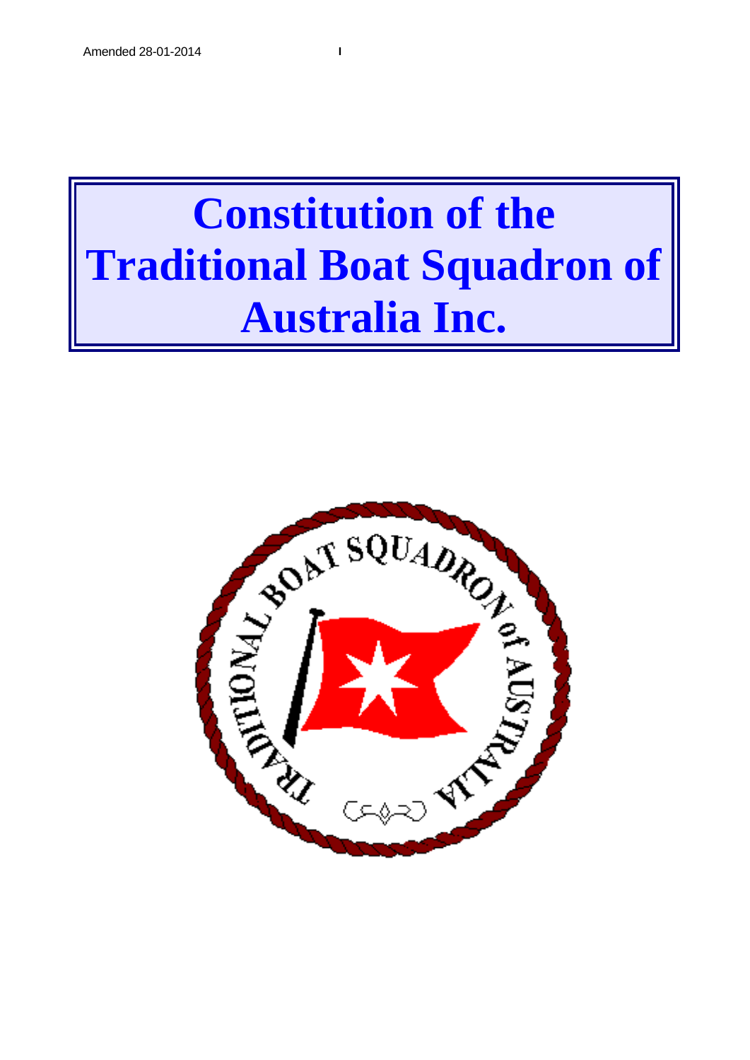# Constitution of the Traditional Boat Squadron of Australia Inc.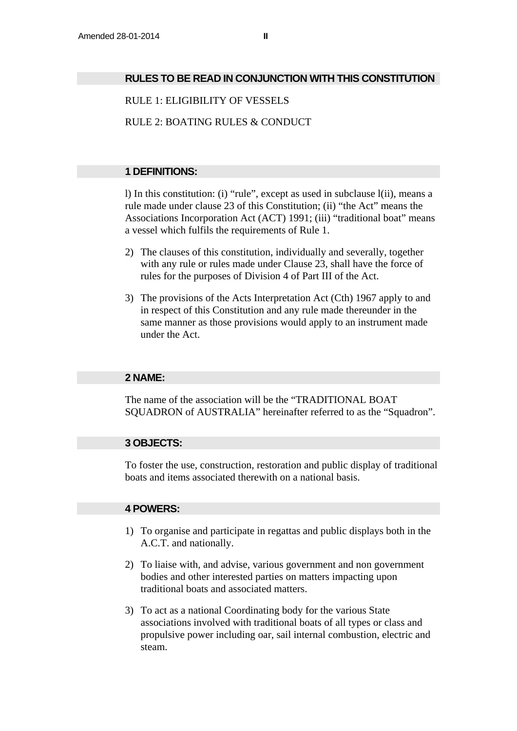## RULES TO BE READ IN CONJUNCTION WITH THIS CONSTITUTION

RULE 1: ELIGIBILITY OF VESSELS

RULE 2: BOATING RULES & CONDUCT

## 1 DEFINITIONS:

l) In this constitution: (i) "rule", except as used in subclause l(ii), means a rule made under clause 23 of this Constitution; (ii) "the Act" means the Associations Incorporation Act (ACT) 1991; (iii) "traditional boat" means a vessel which fulfils the requirements of Rule 1.

2) The clauses of this constitution, individually and severally, together with any rule or rules made under Clause 23, shall have the force of rules for the purposes of Division 4 of Part III of the Act.

3) The provisions of the Acts Interpretation Act (Cth) 1967 apply to and in respect of this Constitution and any rule made thereunder in the same manner as those provisions would apply to an instrument made under the Act.

## 2 NAME:

The name of the association will be the "TRADITIONAL BOAT SQUADRON of AUSTRALIA" hereinafter referred to as the "Squadron".

## 3 OBJECTS:

To foster the use, construction, restoration and public display of traditional boats and items associated therewith on a national basis.

## 4 POWERS:

1) To organise and participate in regattas and public displays both in the A.C.T. and nationally.

2) To liaise with, and advise, various government and non government bodies and other interested parties on matters impacting upon traditional boats and associated matters.

3) To act as a national Coordinating body for the various State associations involved with traditional boats of all types or class and propulsive power including oar, sail internal combustion, electric and steam.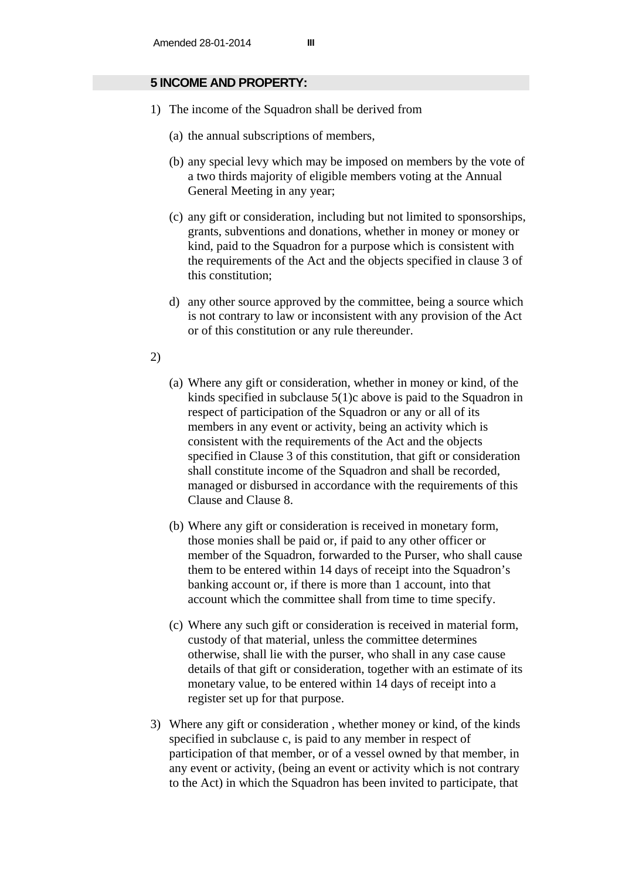## 5 INCOME AND PROPERTY:

1) The income of the Squadron shall be derived from

   (a) the annual subscriptions of members,

   (b) any special levy which may be imposed on members by the vote of a two thirds majority of eligible members voting at the Annual General Meeting in any year;

   (c) any gift or consideration, including but not limited to sponsorships, grants, subventions and donations, whether in money or money or kind, paid to the Squadron for a purpose which is consistent with the requirements of the Act and the objects specified in clause 3 of this constitution;

   d) any other source approved by the committee, being a source which is not contrary to law or inconsistent with any provision of the Act or of this constitution or any rule thereunder.

2)

   (a) Where any gift or consideration, whether in money or kind, of the kinds specified in subclause 5(1)c above is paid to the Squadron in respect of participation of the Squadron or any or all of its members in any event or activity, being an activity which is consistent with the requirements of the Act and the objects specified in Clause 3 of this constitution, that gift or consideration shall constitute income of the Squadron and shall be recorded, managed or disbursed in accordance with the requirements of this Clause and Clause 8.

   (b) Where any gift or consideration is received in monetary form, those monies shall be paid or, if paid to any other officer or member of the Squadron, forwarded to the Purser, who shall cause them to be entered within 14 days of receipt into the Squadron's banking account or, if there is more than 1 account, into that account which the committee shall from time to time specify.

   (c) Where any such gift or consideration is received in material form, custody of that material, unless the committee determines otherwise, shall lie with the purser, who shall in any case cause details of that gift or consideration, together with an estimate of its monetary value, to be entered within 14 days of receipt into a register set up for that purpose.

3) Where any gift or consideration , whether money or kind, of the kinds specified in subclause c, is paid to any member in respect of participation of that member, or of a vessel owned by that member, in any event or activity, (being an event or activity which is not contrary to the Act) in which the Squadron has been invited to participate, that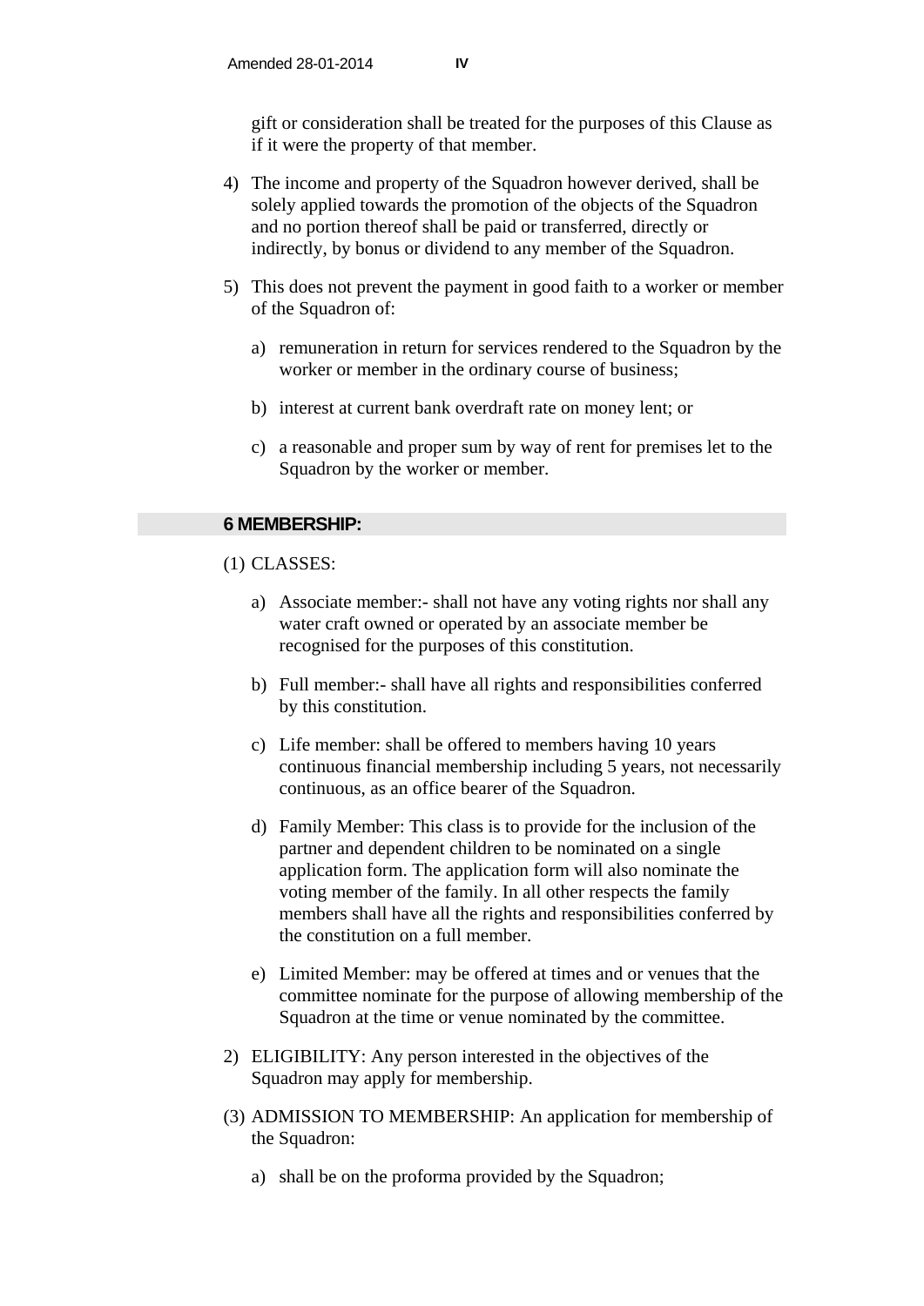gift or consideration shall be treated for the purposes of this Clause as if it were the property of that member.

4) The income and property of the Squadron however derived, shall be solely applied towards the promotion of the objects of the Squadron and no portion thereof shall be paid or transferred, directly or indirectly, by bonus or dividend to any member of the Squadron.

5) This does not prevent the payment in good faith to a worker or member of the Squadron of:

   a) remuneration in return for services rendered to the Squadron by the worker or member in the ordinary course of business;

   b) interest at current bank overdraft rate on money lent; or

   c) a reasonable and proper sum by way of rent for premises let to the Squadron by the worker or member.

## 6 MEMBERSHIP:

(1) CLASSES:

   a) Associate member:- shall not have any voting rights nor shall any water craft owned or operated by an associate member be recognised for the purposes of this constitution.

   b) Full member:- shall have all rights and responsibilities conferred by this constitution.

   c) Life member: shall be offered to members having 10 years continuous financial membership including 5 years, not necessarily continuous, as an office bearer of the Squadron.

   d) Family Member: This class is to provide for the inclusion of the partner and dependent children to be nominated on a single application form. The application form will also nominate the voting member of the family. In all other respects the family members shall have all the rights and responsibilities conferred by the constitution on a full member.

   e) Limited Member: may be offered at times and or venues that the committee nominate for the purpose of allowing membership of the Squadron at the time or venue nominated by the committee.

2) ELIGIBILITY: Any person interested in the objectives of the Squadron may apply for membership.

(3) ADMISSION TO MEMBERSHIP: An application for membership of the Squadron:

   a) shall be on the proforma provided by the Squadron;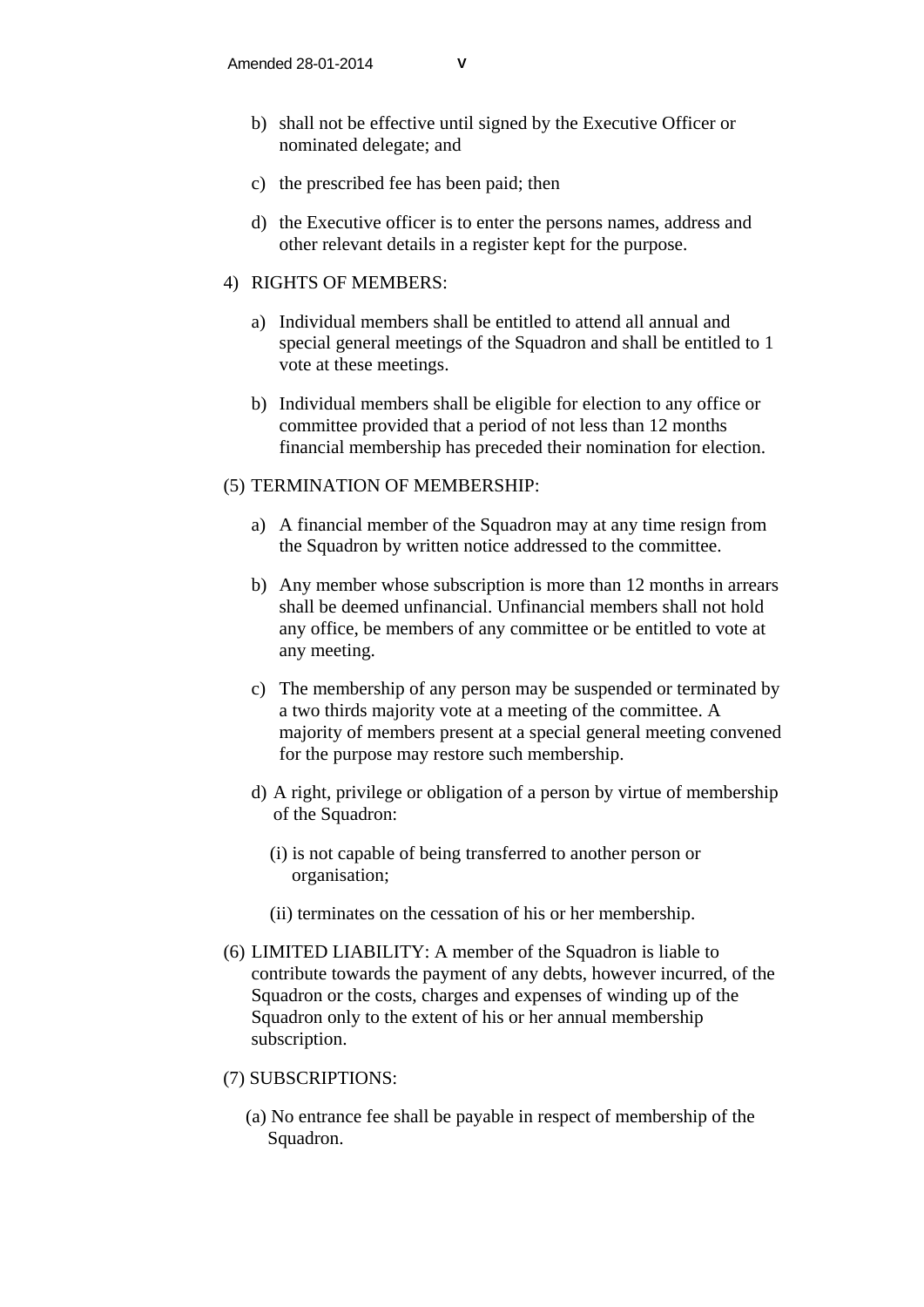b) shall not be effective until signed by the Executive Officer or nominated delegate; and

c) the prescribed fee has been paid; then

d) the Executive officer is to enter the persons names, address and other relevant details in a register kept for the purpose.

4) RIGHTS OF MEMBERS:

a) Individual members shall be entitled to attend all annual and special general meetings of the Squadron and shall be entitled to 1 vote at these meetings.

b) Individual members shall be eligible for election to any office or committee provided that a period of not less than 12 months financial membership has preceded their nomination for election.

(5) TERMINATION OF MEMBERSHIP:

a) A financial member of the Squadron may at any time resign from the Squadron by written notice addressed to the committee.

b) Any member whose subscription is more than 12 months in arrears shall be deemed unfinancial. Unfinancial members shall not hold any office, be members of any committee or be entitled to vote at any meeting.

c) The membership of any person may be suspended or terminated by a two thirds majority vote at a meeting of the committee. A majority of members present at a special general meeting convened for the purpose may restore such membership.

d) A right, privilege or obligation of a person by virtue of membership of the Squadron:

(i) is not capable of being transferred to another person or organisation;

(ii) terminates on the cessation of his or her membership.

(6) LIMITED LIABILITY: A member of the Squadron is liable to contribute towards the payment of any debts, however incurred, of the Squadron or the costs, charges and expenses of winding up of the Squadron only to the extent of his or her annual membership subscription.

(7) SUBSCRIPTIONS:

(a) No entrance fee shall be payable in respect of membership of the Squadron.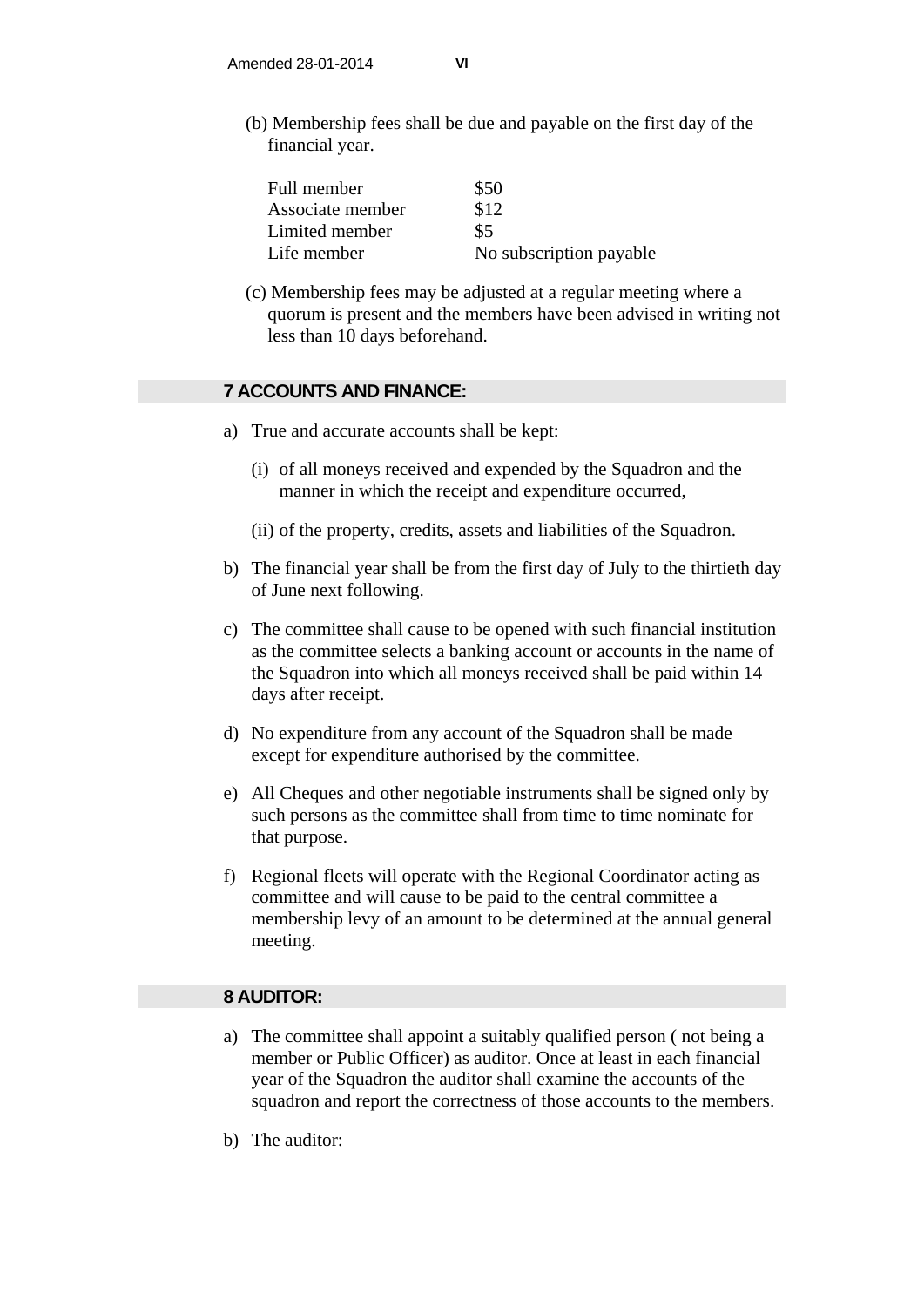(b) Membership fees shall be due and payable on the first day of the financial year.

| | |
|---|---|
| Full member | $50 |
| Associate member | $12 |
| Limited member | $5 |
| Life member | No subscription payable |

(c) Membership fees may be adjusted at a regular meeting where a quorum is present and the members have been advised in writing not less than 10 days beforehand.

## 7 ACCOUNTS AND FINANCE:

a) True and accurate accounts shall be kept:

   (i) of all moneys received and expended by the Squadron and the manner in which the receipt and expenditure occurred,

   (ii) of the property, credits, assets and liabilities of the Squadron.

b) The financial year shall be from the first day of July to the thirtieth day of June next following.

c) The committee shall cause to be opened with such financial institution as the committee selects a banking account or accounts in the name of the Squadron into which all moneys received shall be paid within 14 days after receipt.

d) No expenditure from any account of the Squadron shall be made except for expenditure authorised by the committee.

e) All Cheques and other negotiable instruments shall be signed only by such persons as the committee shall from time to time nominate for that purpose.

f) Regional fleets will operate with the Regional Coordinator acting as committee and will cause to be paid to the central committee a membership levy of an amount to be determined at the annual general meeting.

## 8 AUDITOR:

a) The committee shall appoint a suitably qualified person ( not being a member or Public Officer) as auditor. Once at least in each financial year of the Squadron the auditor shall examine the accounts of the squadron and report the correctness of those accounts to the members.

b) The auditor: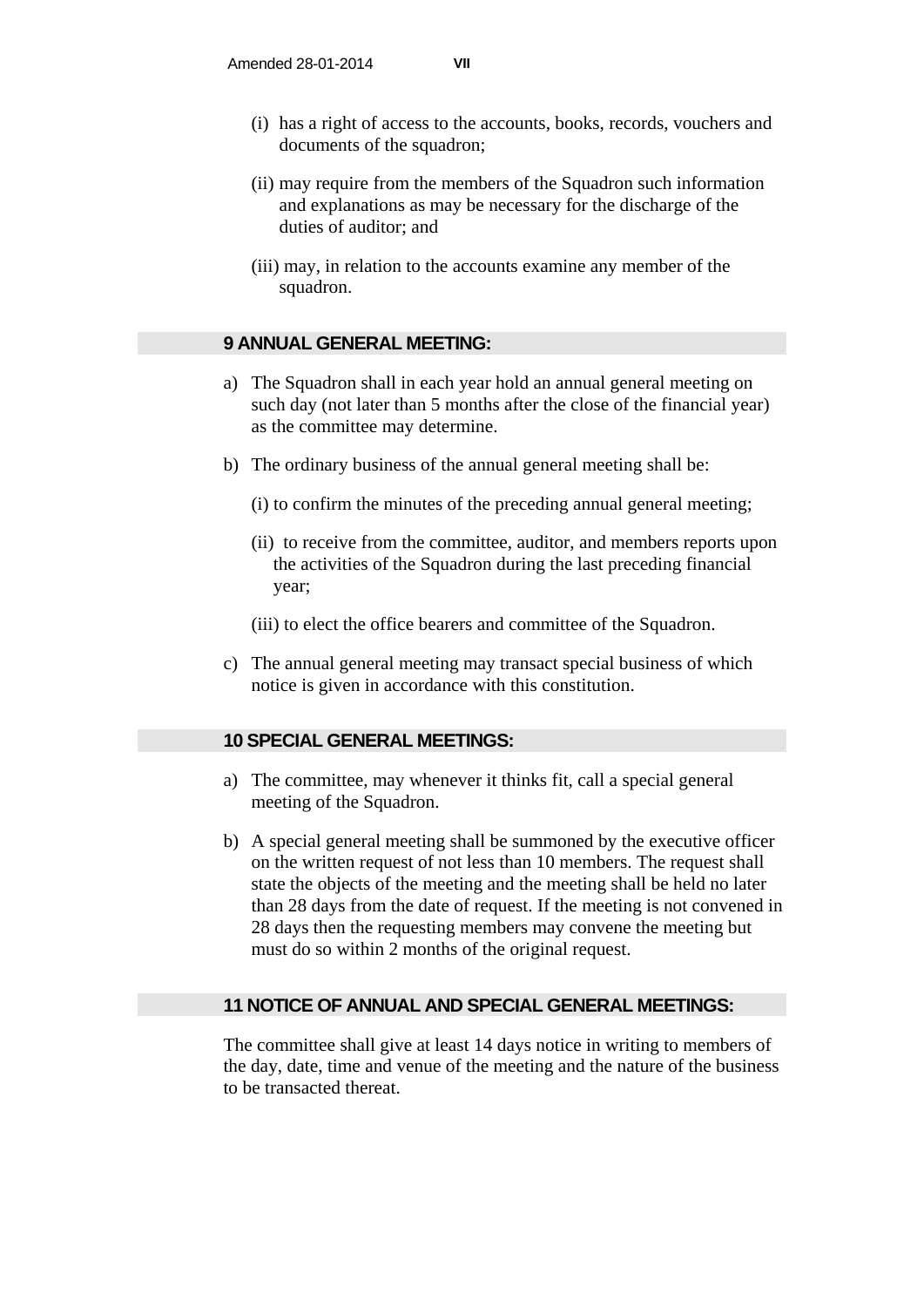(i) has a right of access to the accounts, books, records, vouchers and documents of the squadron;

(ii) may require from the members of the Squadron such information and explanations as may be necessary for the discharge of the duties of auditor; and

(iii) may, in relation to the accounts examine any member of the squadron.

## 9 ANNUAL GENERAL MEETING:

a) The Squadron shall in each year hold an annual general meeting on such day (not later than 5 months after the close of the financial year) as the committee may determine.

b) The ordinary business of the annual general meeting shall be:

   (i) to confirm the minutes of the preceding annual general meeting;

   (ii) to receive from the committee, auditor, and members reports upon the activities of the Squadron during the last preceding financial year;

   (iii) to elect the office bearers and committee of the Squadron.

c) The annual general meeting may transact special business of which notice is given in accordance with this constitution.

## 10 SPECIAL GENERAL MEETINGS:

a) The committee, may whenever it thinks fit, call a special general meeting of the Squadron.

b) A special general meeting shall be summoned by the executive officer on the written request of not less than 10 members. The request shall state the objects of the meeting and the meeting shall be held no later than 28 days from the date of request. If the meeting is not convened in 28 days then the requesting members may convene the meeting but must do so within 2 months of the original request.

## 11 NOTICE OF ANNUAL AND SPECIAL GENERAL MEETINGS:

The committee shall give at least 14 days notice in writing to members of the day, date, time and venue of the meeting and the nature of the business to be transacted thereat.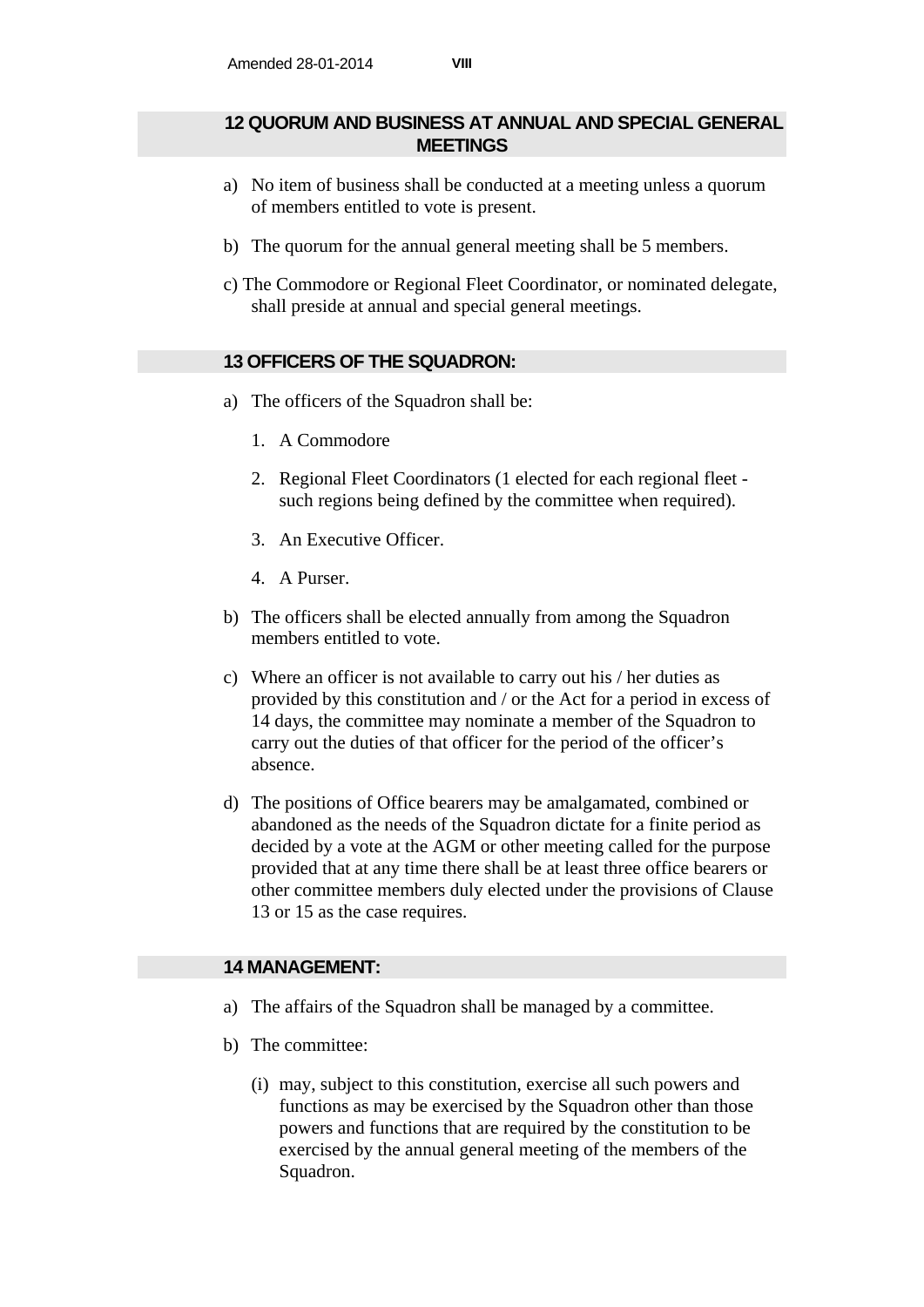## 12 QUORUM AND BUSINESS AT ANNUAL AND SPECIAL GENERAL MEETINGS

a) No item of business shall be conducted at a meeting unless a quorum of members entitled to vote is present.

b) The quorum for the annual general meeting shall be 5 members.

c) The Commodore or Regional Fleet Coordinator, or nominated delegate, shall preside at annual and special general meetings.

## 13 OFFICERS OF THE SQUADRON:

a) The officers of the Squadron shall be:

   1. A Commodore

   2. Regional Fleet Coordinators (1 elected for each regional fleet - such regions being defined by the committee when required).

   3. An Executive Officer.

   4. A Purser.

b) The officers shall be elected annually from among the Squadron members entitled to vote.

c) Where an officer is not available to carry out his / her duties as provided by this constitution and / or the Act for a period in excess of 14 days, the committee may nominate a member of the Squadron to carry out the duties of that officer for the period of the officer's absence.

d) The positions of Office bearers may be amalgamated, combined or abandoned as the needs of the Squadron dictate for a finite period as decided by a vote at the AGM or other meeting called for the purpose provided that at any time there shall be at least three office bearers or other committee members duly elected under the provisions of Clause 13 or 15 as the case requires.

## 14 MANAGEMENT:

a) The affairs of the Squadron shall be managed by a committee.

b) The committee:

   (i) may, subject to this constitution, exercise all such powers and functions as may be exercised by the Squadron other than those powers and functions that are required by the constitution to be exercised by the annual general meeting of the members of the Squadron.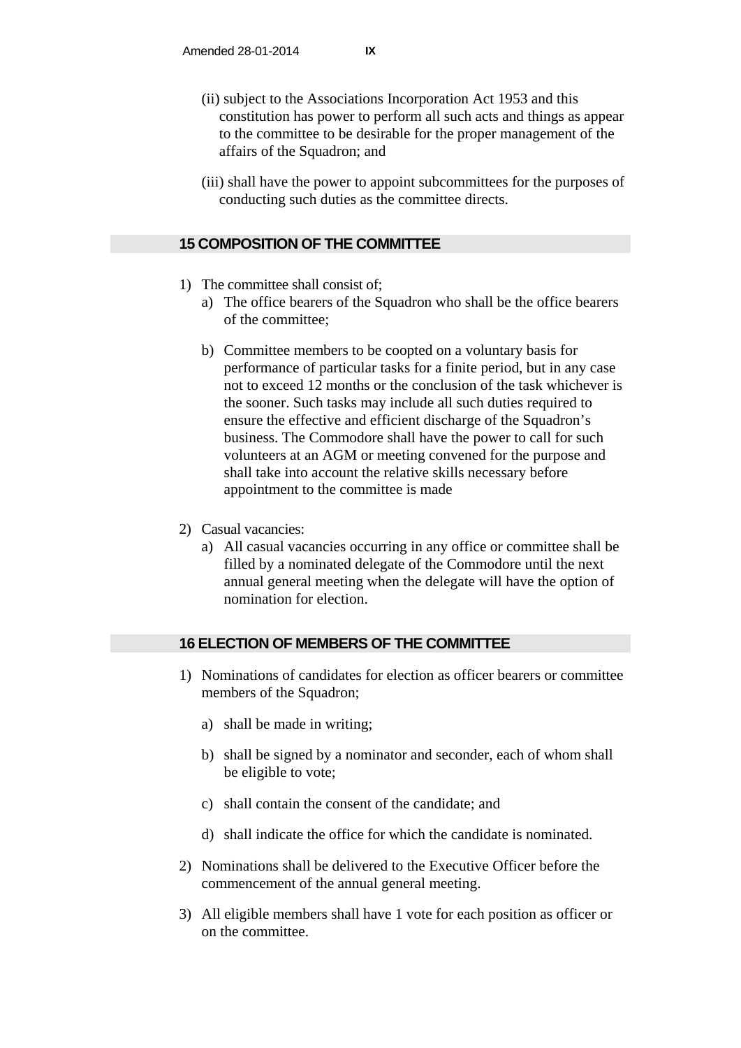(ii) subject to the Associations Incorporation Act 1953 and this constitution has power to perform all such acts and things as appear to the committee to be desirable for the proper management of the affairs of the Squadron; and

(iii) shall have the power to appoint subcommittees for the purposes of conducting such duties as the committee directs.

## 15 COMPOSITION OF THE COMMITTEE

1) The committee shall consist of;
   a) The office bearers of the Squadron who shall be the office bearers of the committee;

   b) Committee members to be coopted on a voluntary basis for performance of particular tasks for a finite period, but in any case not to exceed 12 months or the conclusion of the task whichever is the sooner. Such tasks may include all such duties required to ensure the effective and efficient discharge of the Squadron's business. The Commodore shall have the power to call for such volunteers at an AGM or meeting convened for the purpose and shall take into account the relative skills necessary before appointment to the committee is made

2) Casual vacancies:
   a) All casual vacancies occurring in any office or committee shall be filled by a nominated delegate of the Commodore until the next annual general meeting when the delegate will have the option of nomination for election.

## 16 ELECTION OF MEMBERS OF THE COMMITTEE

1) Nominations of candidates for election as officer bearers or committee members of the Squadron;

   a) shall be made in writing;

   b) shall be signed by a nominator and seconder, each of whom shall be eligible to vote;

   c) shall contain the consent of the candidate; and

   d) shall indicate the office for which the candidate is nominated.

2) Nominations shall be delivered to the Executive Officer before the commencement of the annual general meeting.

3) All eligible members shall have 1 vote for each position as officer or on the committee.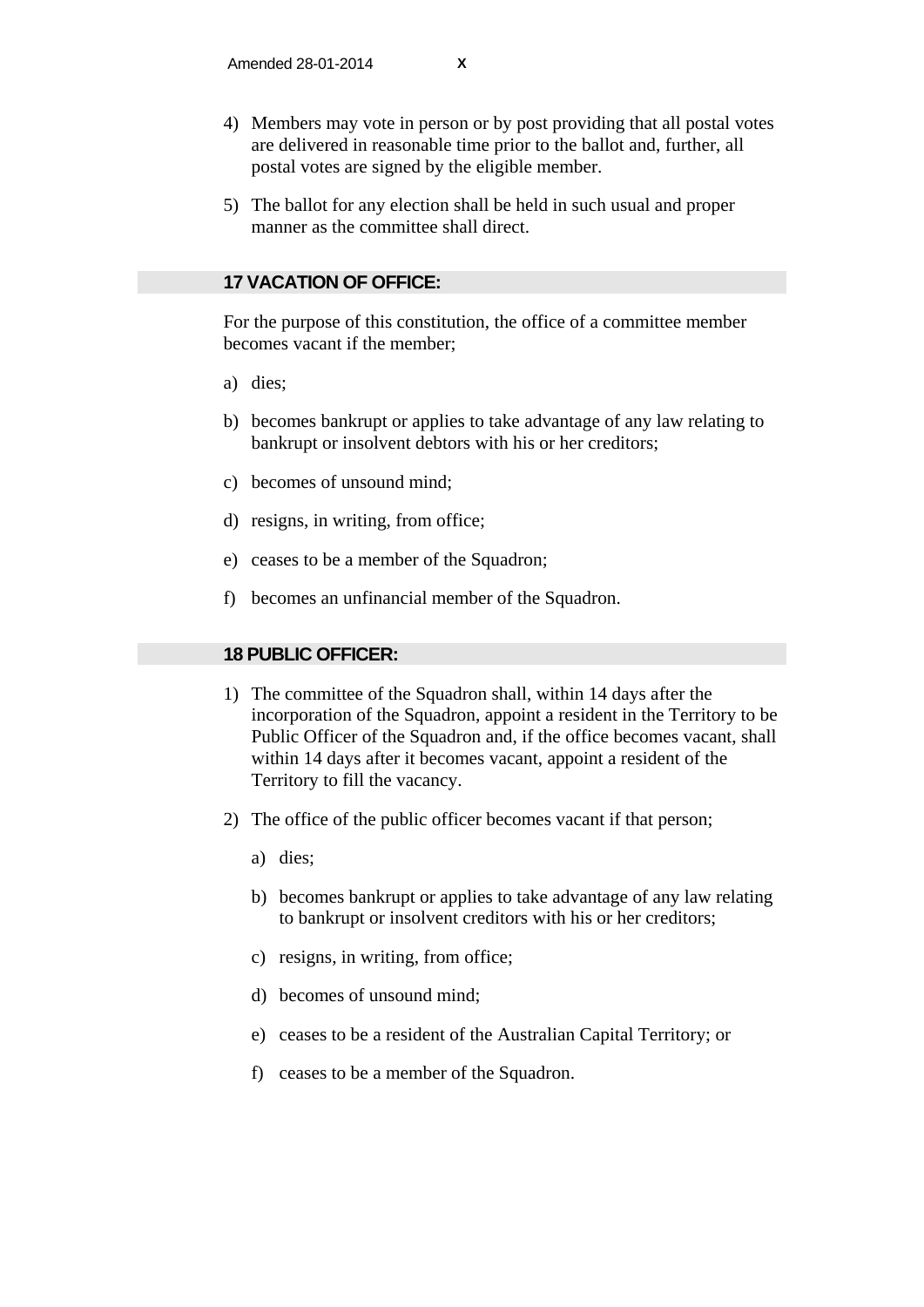4) Members may vote in person or by post providing that all postal votes are delivered in reasonable time prior to the ballot and, further, all postal votes are signed by the eligible member.

5) The ballot for any election shall be held in such usual and proper manner as the committee shall direct.

## 17 VACATION OF OFFICE:

For the purpose of this constitution, the office of a committee member becomes vacant if the member;

a) dies;

b) becomes bankrupt or applies to take advantage of any law relating to bankrupt or insolvent debtors with his or her creditors;

c) becomes of unsound mind;

d) resigns, in writing, from office;

e) ceases to be a member of the Squadron;

f) becomes an unfinancial member of the Squadron.

## 18 PUBLIC OFFICER:

1) The committee of the Squadron shall, within 14 days after the incorporation of the Squadron, appoint a resident in the Territory to be Public Officer of the Squadron and, if the office becomes vacant, shall within 14 days after it becomes vacant, appoint a resident of the Territory to fill the vacancy.

2) The office of the public officer becomes vacant if that person;

   a) dies;

   b) becomes bankrupt or applies to take advantage of any law relating to bankrupt or insolvent creditors with his or her creditors;

   c) resigns, in writing, from office;

   d) becomes of unsound mind;

   e) ceases to be a resident of the Australian Capital Territory; or

   f) ceases to be a member of the Squadron.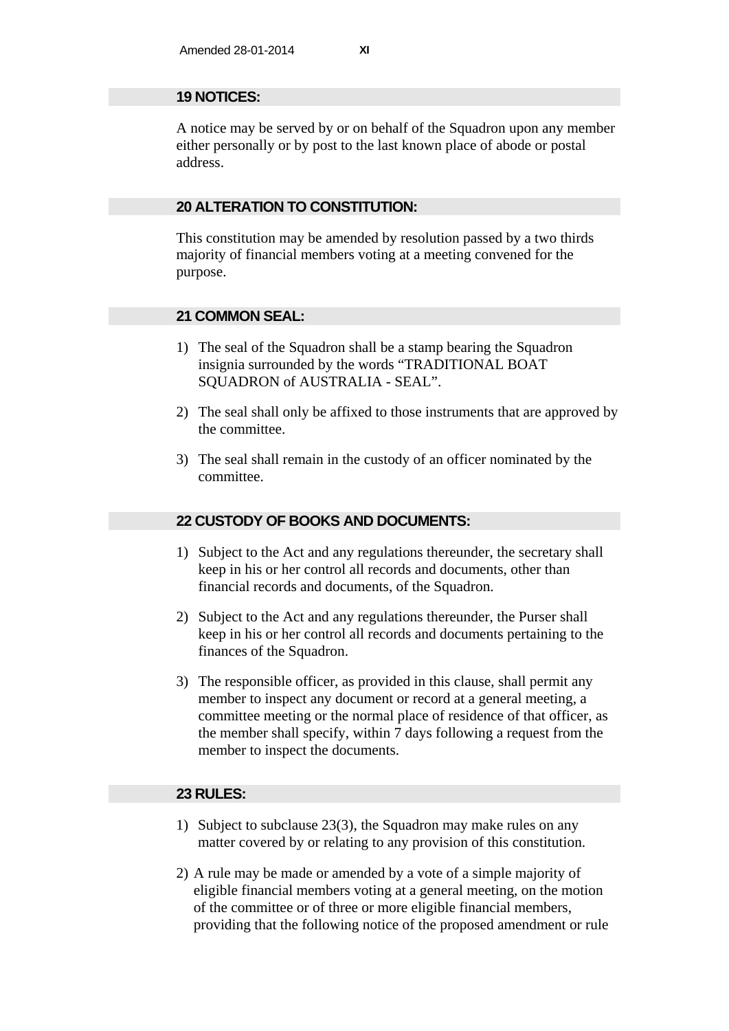## 19 NOTICES:

A notice may be served by or on behalf of the Squadron upon any member either personally or by post to the last known place of abode or postal address.

## 20 ALTERATION TO CONSTITUTION:

This constitution may be amended by resolution passed by a two thirds majority of financial members voting at a meeting convened for the purpose.

## 21 COMMON SEAL:

1) The seal of the Squadron shall be a stamp bearing the Squadron insignia surrounded by the words "TRADITIONAL BOAT SQUADRON of AUSTRALIA - SEAL".

2) The seal shall only be affixed to those instruments that are approved by the committee.

3) The seal shall remain in the custody of an officer nominated by the committee.

## 22 CUSTODY OF BOOKS AND DOCUMENTS:

1) Subject to the Act and any regulations thereunder, the secretary shall keep in his or her control all records and documents, other than financial records and documents, of the Squadron.

2) Subject to the Act and any regulations thereunder, the Purser shall keep in his or her control all records and documents pertaining to the finances of the Squadron.

3) The responsible officer, as provided in this clause, shall permit any member to inspect any document or record at a general meeting, a committee meeting or the normal place of residence of that officer, as the member shall specify, within 7 days following a request from the member to inspect the documents.

## 23 RULES:

1) Subject to subclause 23(3), the Squadron may make rules on any matter covered by or relating to any provision of this constitution.

2) A rule may be made or amended by a vote of a simple majority of eligible financial members voting at a general meeting, on the motion of the committee or of three or more eligible financial members, providing that the following notice of the proposed amendment or rule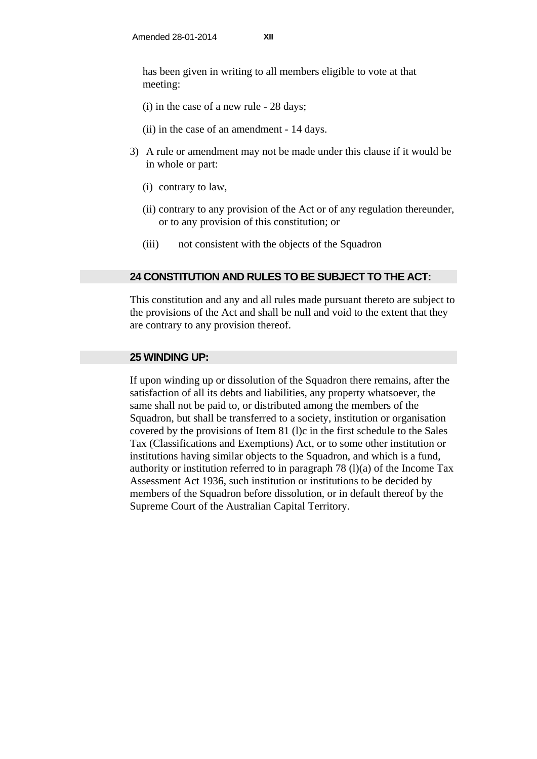has been given in writing to all members eligible to vote at that meeting:

(i) in the case of a new rule - 28 days;

(ii) in the case of an amendment - 14 days.

3) A rule or amendment may not be made under this clause if it would be in whole or part:

   (i) contrary to law,

   (ii) contrary to any provision of the Act or of any regulation thereunder, or to any provision of this constitution; or

   (iii) not consistent with the objects of the Squadron

## 24 CONSTITUTION AND RULES TO BE SUBJECT TO THE ACT:

This constitution and any and all rules made pursuant thereto are subject to the provisions of the Act and shall be null and void to the extent that they are contrary to any provision thereof.

## 25 WINDING UP:

If upon winding up or dissolution of the Squadron there remains, after the satisfaction of all its debts and liabilities, any property whatsoever, the same shall not be paid to, or distributed among the members of the Squadron, but shall be transferred to a society, institution or organisation covered by the provisions of Item 81 (l)c in the first schedule to the Sales Tax (Classifications and Exemptions) Act, or to some other institution or institutions having similar objects to the Squadron, and which is a fund, authority or institution referred to in paragraph 78 (l)(a) of the Income Tax Assessment Act 1936, such institution or institutions to be decided by members of the Squadron before dissolution, or in default thereof by the Supreme Court of the Australian Capital Territory.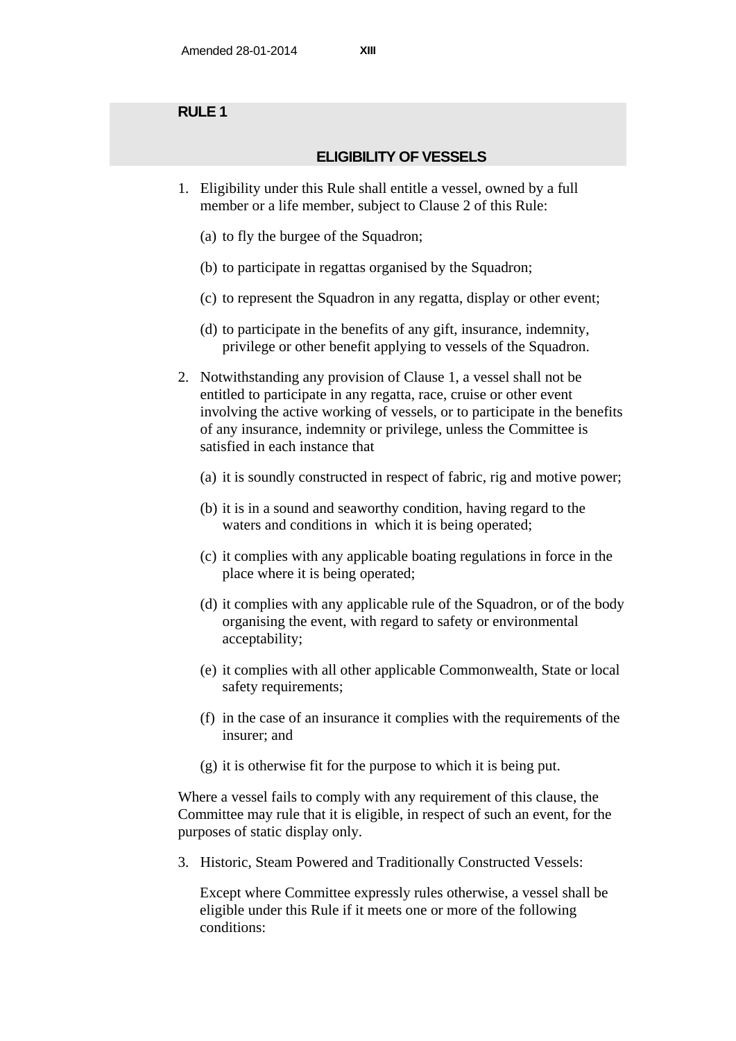## RULE 1

### ELIGIBILITY OF VESSELS

1. Eligibility under this Rule shall entitle a vessel, owned by a full member or a life member, subject to Clause 2 of this Rule:

   (a) to fly the burgee of the Squadron;

   (b) to participate in regattas organised by the Squadron;

   (c) to represent the Squadron in any regatta, display or other event;

   (d) to participate in the benefits of any gift, insurance, indemnity, privilege or other benefit applying to vessels of the Squadron.

2. Notwithstanding any provision of Clause 1, a vessel shall not be entitled to participate in any regatta, race, cruise or other event involving the active working of vessels, or to participate in the benefits of any insurance, indemnity or privilege, unless the Committee is satisfied in each instance that

   (a) it is soundly constructed in respect of fabric, rig and motive power;

   (b) it is in a sound and seaworthy condition, having regard to the waters and conditions in which it is being operated;

   (c) it complies with any applicable boating regulations in force in the place where it is being operated;

   (d) it complies with any applicable rule of the Squadron, or of the body organising the event, with regard to safety or environmental acceptability;

   (e) it complies with all other applicable Commonwealth, State or local safety requirements;

   (f) in the case of an insurance it complies with the requirements of the insurer; and

   (g) it is otherwise fit for the purpose to which it is being put.

Where a vessel fails to comply with any requirement of this clause, the Committee may rule that it is eligible, in respect of such an event, for the purposes of static display only.

3. Historic, Steam Powered and Traditionally Constructed Vessels:

   Except where Committee expressly rules otherwise, a vessel shall be eligible under this Rule if it meets one or more of the following conditions: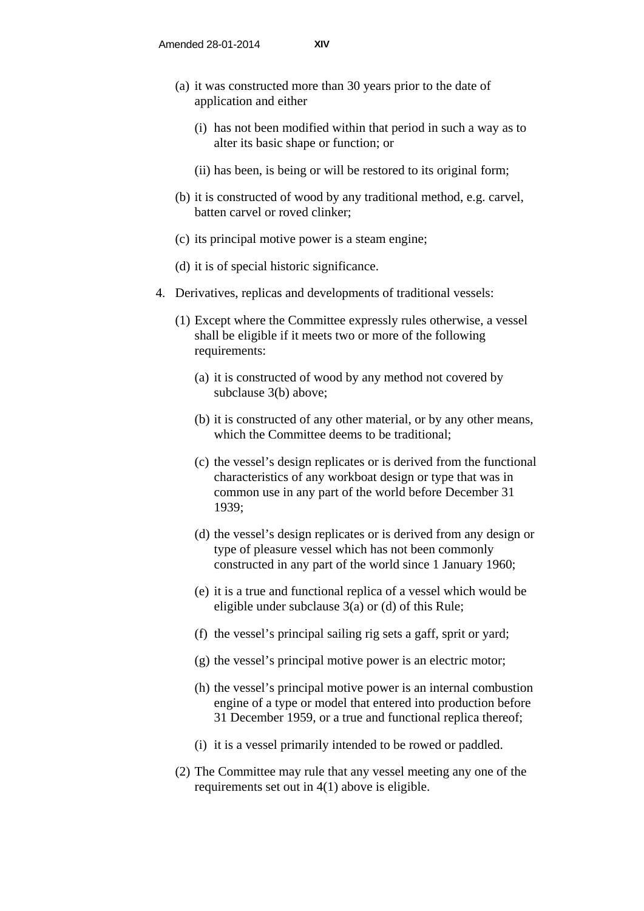(a) it was constructed more than 30 years prior to the date of application and either

  (i) has not been modified within that period in such a way as to alter its basic shape or function; or

  (ii) has been, is being or will be restored to its original form;

(b) it is constructed of wood by any traditional method, e.g. carvel, batten carvel or roved clinker;

(c) its principal motive power is a steam engine;

(d) it is of special historic significance.

4. Derivatives, replicas and developments of traditional vessels:

  (1) Except where the Committee expressly rules otherwise, a vessel shall be eligible if it meets two or more of the following requirements:

    (a) it is constructed of wood by any method not covered by subclause 3(b) above;

    (b) it is constructed of any other material, or by any other means, which the Committee deems to be traditional;

    (c) the vessel's design replicates or is derived from the functional characteristics of any workboat design or type that was in common use in any part of the world before December 31 1939;

    (d) the vessel's design replicates or is derived from any design or type of pleasure vessel which has not been commonly constructed in any part of the world since 1 January 1960;

    (e) it is a true and functional replica of a vessel which would be eligible under subclause 3(a) or (d) of this Rule;

    (f) the vessel's principal sailing rig sets a gaff, sprit or yard;

    (g) the vessel's principal motive power is an electric motor;

    (h) the vessel's principal motive power is an internal combustion engine of a type or model that entered into production before 31 December 1959, or a true and functional replica thereof;

    (i) it is a vessel primarily intended to be rowed or paddled.

  (2) The Committee may rule that any vessel meeting any one of the requirements set out in 4(1) above is eligible.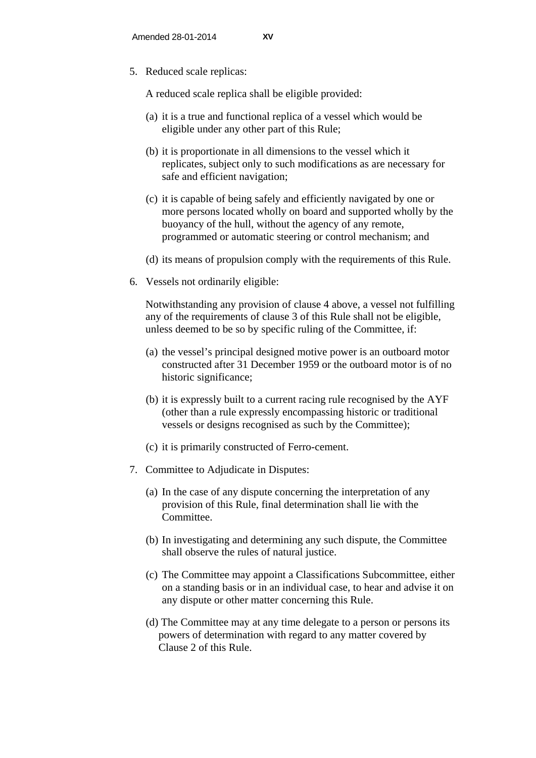5. Reduced scale replicas:

   A reduced scale replica shall be eligible provided:

   (a) it is a true and functional replica of a vessel which would be eligible under any other part of this Rule;

   (b) it is proportionate in all dimensions to the vessel which it replicates, subject only to such modifications as are necessary for safe and efficient navigation;

   (c) it is capable of being safely and efficiently navigated by one or more persons located wholly on board and supported wholly by the buoyancy of the hull, without the agency of any remote, programmed or automatic steering or control mechanism; and

   (d) its means of propulsion comply with the requirements of this Rule.

6. Vessels not ordinarily eligible:

   Notwithstanding any provision of clause 4 above, a vessel not fulfilling any of the requirements of clause 3 of this Rule shall not be eligible, unless deemed to be so by specific ruling of the Committee, if:

   (a) the vessel's principal designed motive power is an outboard motor constructed after 31 December 1959 or the outboard motor is of no historic significance;

   (b) it is expressly built to a current racing rule recognised by the AYF (other than a rule expressly encompassing historic or traditional vessels or designs recognised as such by the Committee);

   (c) it is primarily constructed of Ferro-cement.

7. Committee to Adjudicate in Disputes:

   (a) In the case of any dispute concerning the interpretation of any provision of this Rule, final determination shall lie with the Committee.

   (b) In investigating and determining any such dispute, the Committee shall observe the rules of natural justice.

   (c) The Committee may appoint a Classifications Subcommittee, either on a standing basis or in an individual case, to hear and advise it on any dispute or other matter concerning this Rule.

   (d) The Committee may at any time delegate to a person or persons its powers of determination with regard to any matter covered by Clause 2 of this Rule.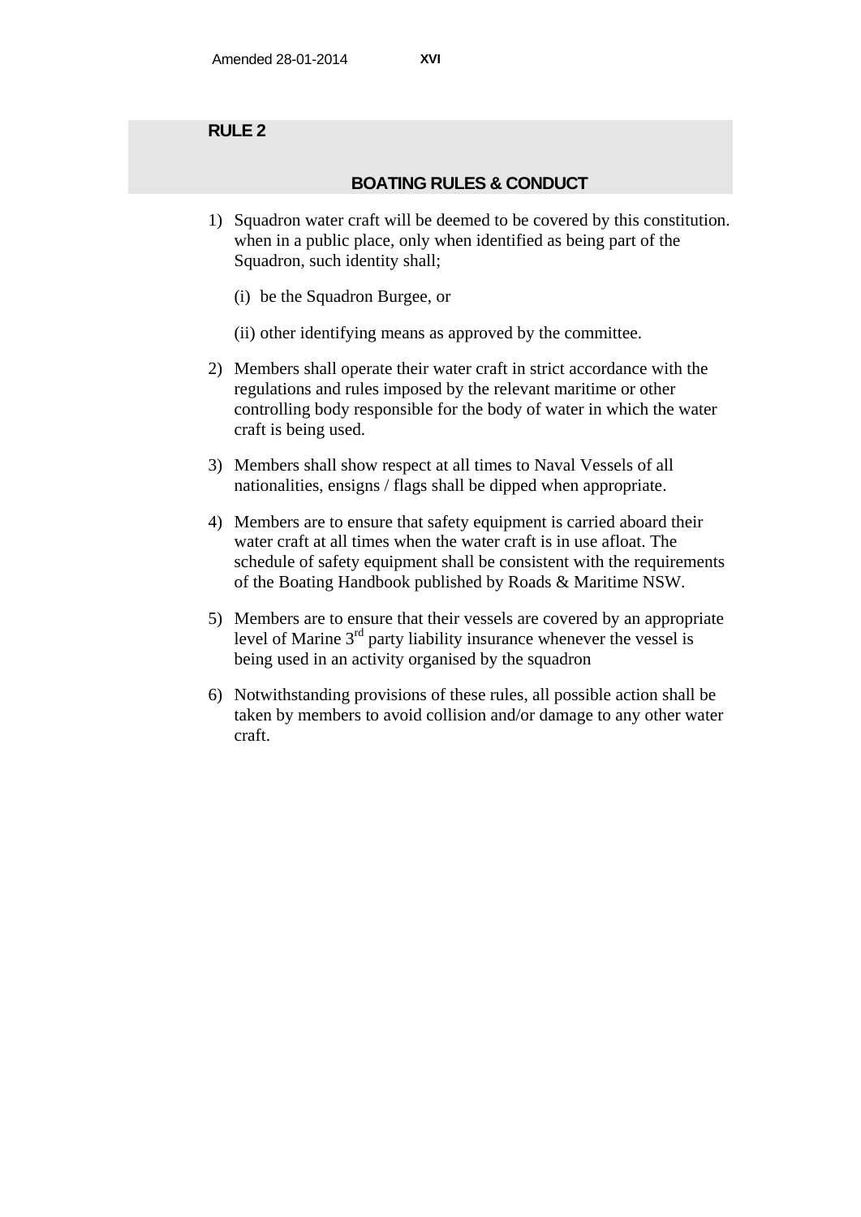## RULE 2

### BOATING RULES & CONDUCT

1) Squadron water craft will be deemed to be covered by this constitution. when in a public place, only when identified as being part of the Squadron, such identity shall;

   (i) be the Squadron Burgee, or

   (ii) other identifying means as approved by the committee.

2) Members shall operate their water craft in strict accordance with the regulations and rules imposed by the relevant maritime or other controlling body responsible for the body of water in which the water craft is being used.

3) Members shall show respect at all times to Naval Vessels of all nationalities, ensigns / flags shall be dipped when appropriate.

4) Members are to ensure that safety equipment is carried aboard their water craft at all times when the water craft is in use afloat. The schedule of safety equipment shall be consistent with the requirements of the Boating Handbook published by Roads & Maritime NSW.

5) Members are to ensure that their vessels are covered by an appropriate level of Marine 3rd party liability insurance whenever the vessel is being used in an activity organised by the squadron

6) Notwithstanding provisions of these rules, all possible action shall be taken by members to avoid collision and/or damage to any other water craft.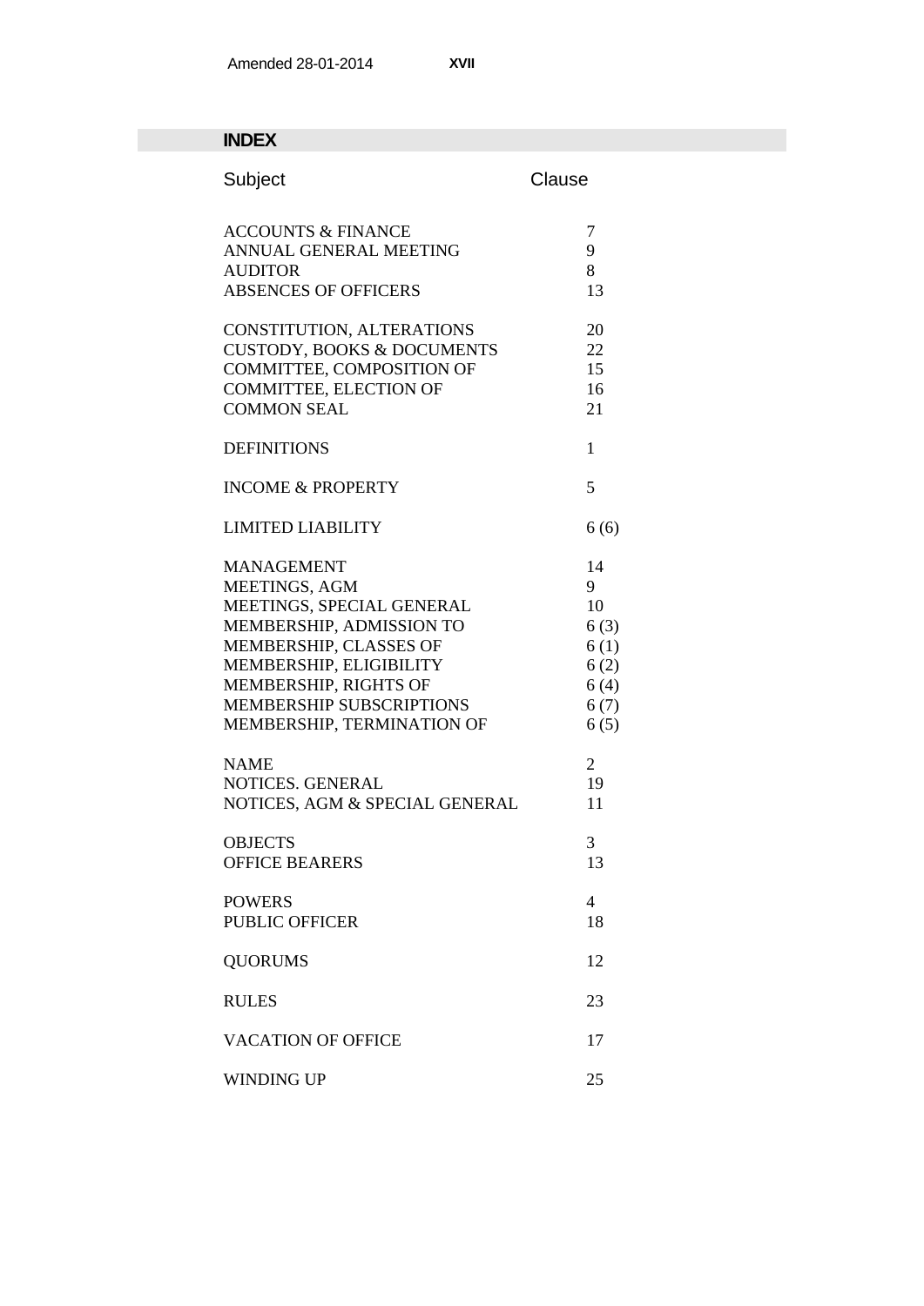## INDEX

| Subject | Clause |
|---|---|
| ACCOUNTS & FINANCE | 7 |
| ANNUAL GENERAL MEETING | 9 |
| AUDITOR | 8 |
| ABSENCES OF OFFICERS | 13 |
| CONSTITUTION, ALTERATIONS | 20 |
| CUSTODY, BOOKS & DOCUMENTS | 22 |
| COMMITTEE, COMPOSITION OF | 15 |
| COMMITTEE, ELECTION OF | 16 |
| COMMON SEAL | 21 |
| DEFINITIONS | 1 |
| INCOME & PROPERTY | 5 |
| LIMITED LIABILITY | 6 (6) |
| MANAGEMENT | 14 |
| MEETINGS, AGM | 9 |
| MEETINGS, SPECIAL GENERAL | 10 |
| MEMBERSHIP, ADMISSION TO | 6 (3) |
| MEMBERSHIP, CLASSES OF | 6 (1) |
| MEMBERSHIP, ELIGIBILITY | 6 (2) |
| MEMBERSHIP, RIGHTS OF | 6 (4) |
| MEMBERSHIP SUBSCRIPTIONS | 6 (7) |
| MEMBERSHIP, TERMINATION OF | 6 (5) |
| NAME | 2 |
| NOTICES. GENERAL | 19 |
| NOTICES, AGM & SPECIAL GENERAL | 11 |
| OBJECTS | 3 |
| OFFICE BEARERS | 13 |
| POWERS | 4 |
| PUBLIC OFFICER | 18 |
| QUORUMS | 12 |
| RULES | 23 |
| VACATION OF OFFICE | 17 |
| WINDING UP | 25 |